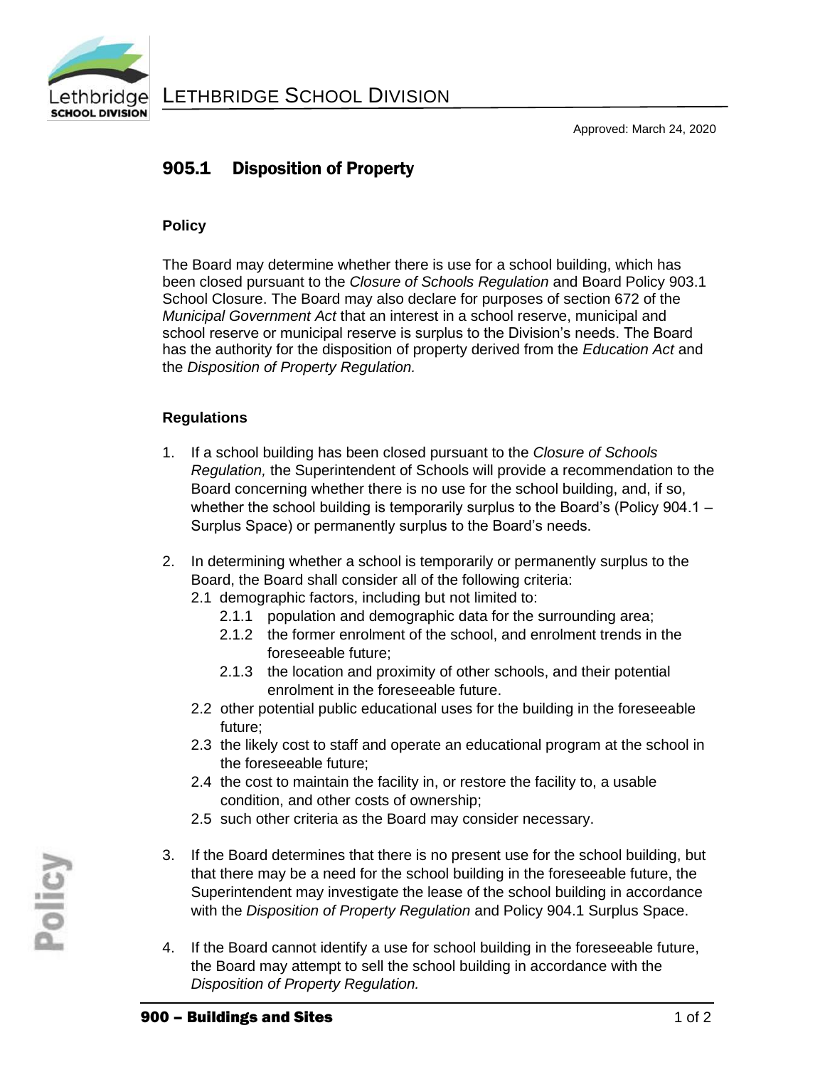Approved: March 24, 2020

# 905.1 Disposition of Property

## Policy

The Board may determine whether there is use for a school building, which has been closed pursuant to the *Closure of Schools Regulation* and Board Policy 903.1 School Closure. The Board may also declare for purposes of section 672 of the *Municipal Government Act* that an interest in a school reserve, municipal and school reserve or municipal reserve is surplus to the Division's needs. The Board has the authority for the disposition of property derived from the *Education Act* and the *Disposition of Property Regulation.*

## Regulations

1. If a school building has been closed pursuant to the *Closure of Schools Regulation,* the Superintendent of Schools will provide a recommendation to the Board concerning whether there is no use for the school building, and, if so, whether the school building is temporarily surplus to the Board's (Policy 904.1 – Surplus Space) or permanently surplus to the Board's needs.

2. In determining whether a school is temporarily or permanently surplus to the Board, the Board shall consider all of the following criteria:
   - 2.1 demographic factors, including but not limited to:
     - 2.1.1 population and demographic data for the surrounding area;
     - 2.1.2 the former enrolment of the school, and enrolment trends in the foreseeable future;
     - 2.1.3 the location and proximity of other schools, and their potential enrolment in the foreseeable future.
   - 2.2 other potential public educational uses for the building in the foreseeable future;
   - 2.3 the likely cost to staff and operate an educational program at the school in the foreseeable future;
   - 2.4 the cost to maintain the facility in, or restore the facility to, a usable condition, and other costs of ownership;
   - 2.5 such other criteria as the Board may consider necessary.

3. If the Board determines that there is no present use for the school building, but that there may be a need for the school building in the foreseeable future, the Superintendent may investigate the lease of the school building in accordance with the *Disposition of Property Regulation* and Policy 904.1 Surplus Space.

4. If the Board cannot identify a use for school building in the foreseeable future, the Board may attempt to sell the school building in accordance with the *Disposition of Property Regulation.*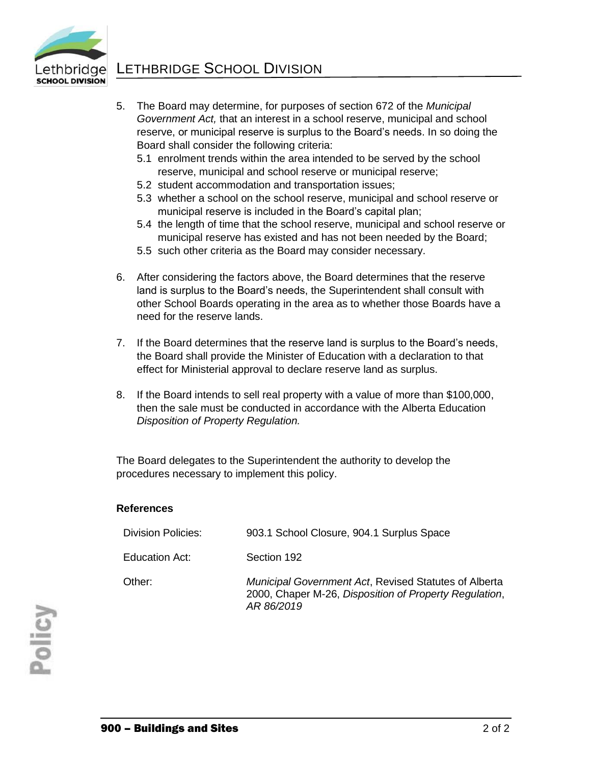5. The Board may determine, for purposes of section 672 of the *Municipal Government Act,* that an interest in a school reserve, municipal and school reserve, or municipal reserve is surplus to the Board's needs. In so doing the Board shall consider the following criteria:
   - 5.1 enrolment trends within the area intended to be served by the school reserve, municipal and school reserve or municipal reserve;
   - 5.2 student accommodation and transportation issues;
   - 5.3 whether a school on the school reserve, municipal and school reserve or municipal reserve is included in the Board's capital plan;
   - 5.4 the length of time that the school reserve, municipal and school reserve or municipal reserve has existed and has not been needed by the Board;
   - 5.5 such other criteria as the Board may consider necessary.

6. After considering the factors above, the Board determines that the reserve land is surplus to the Board's needs, the Superintendent shall consult with other School Boards operating in the area as to whether those Boards have a need for the reserve lands.

7. If the Board determines that the reserve land is surplus to the Board's needs, the Board shall provide the Minister of Education with a declaration to that effect for Ministerial approval to declare reserve land as surplus.

8. If the Board intends to sell real property with a value of more than $100,000, then the sale must be conducted in accordance with the Alberta Education *Disposition of Property Regulation.*

The Board delegates to the Superintendent the authority to develop the procedures necessary to implement this policy.

**References**

| | |
|---|---|
| Division Policies: | 903.1 School Closure, 904.1 Surplus Space |
| Education Act: | Section 192 |
| Other: | *Municipal Government Act*, Revised Statutes of Alberta 2000, Chaper M-26, *Disposition of Property Regulation*, *AR 86/2019* |